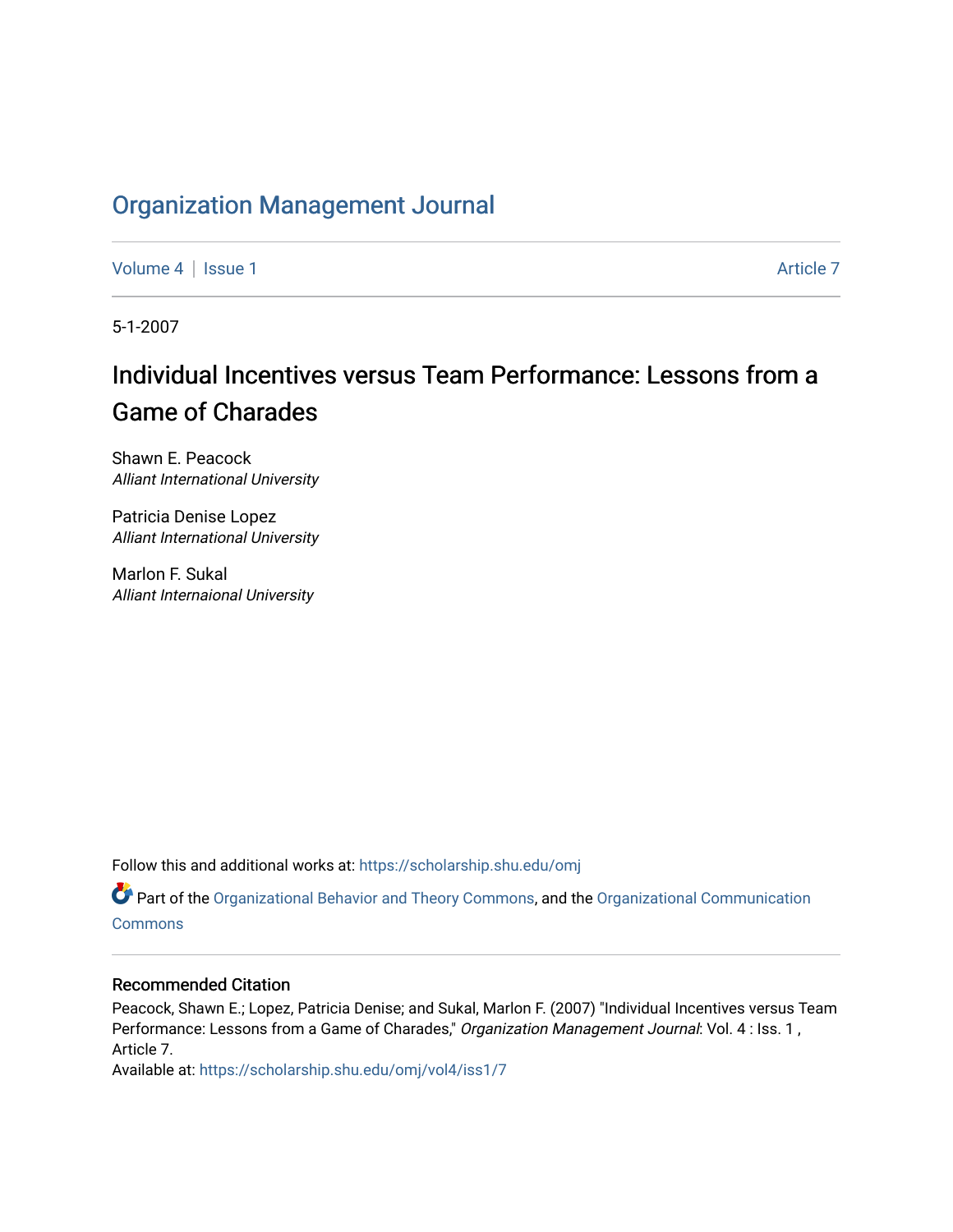# Organization Management Journal

Volume 4 | Issue 1 Article 7

5-1-2007

## Individual Incentives versus Team Performance: Lessons from a Game of Charades

Shawn E. Peacock
*Alliant International University*

Patricia Denise Lopez
*Alliant International University*

Marlon F. Sukal
*Alliant Internaional University*

Follow this and additional works at: https://scholarship.shu.edu/omj

Part of the Organizational Behavior and Theory Commons, and the Organizational Communication Commons

### Recommended Citation

Peacock, Shawn E.; Lopez, Patricia Denise; and Sukal, Marlon F. (2007) "Individual Incentives versus Team Performance: Lessons from a Game of Charades," *Organization Management Journal*: Vol. 4 : Iss. 1 , Article 7.
Available at: https://scholarship.shu.edu/omj/vol4/iss1/7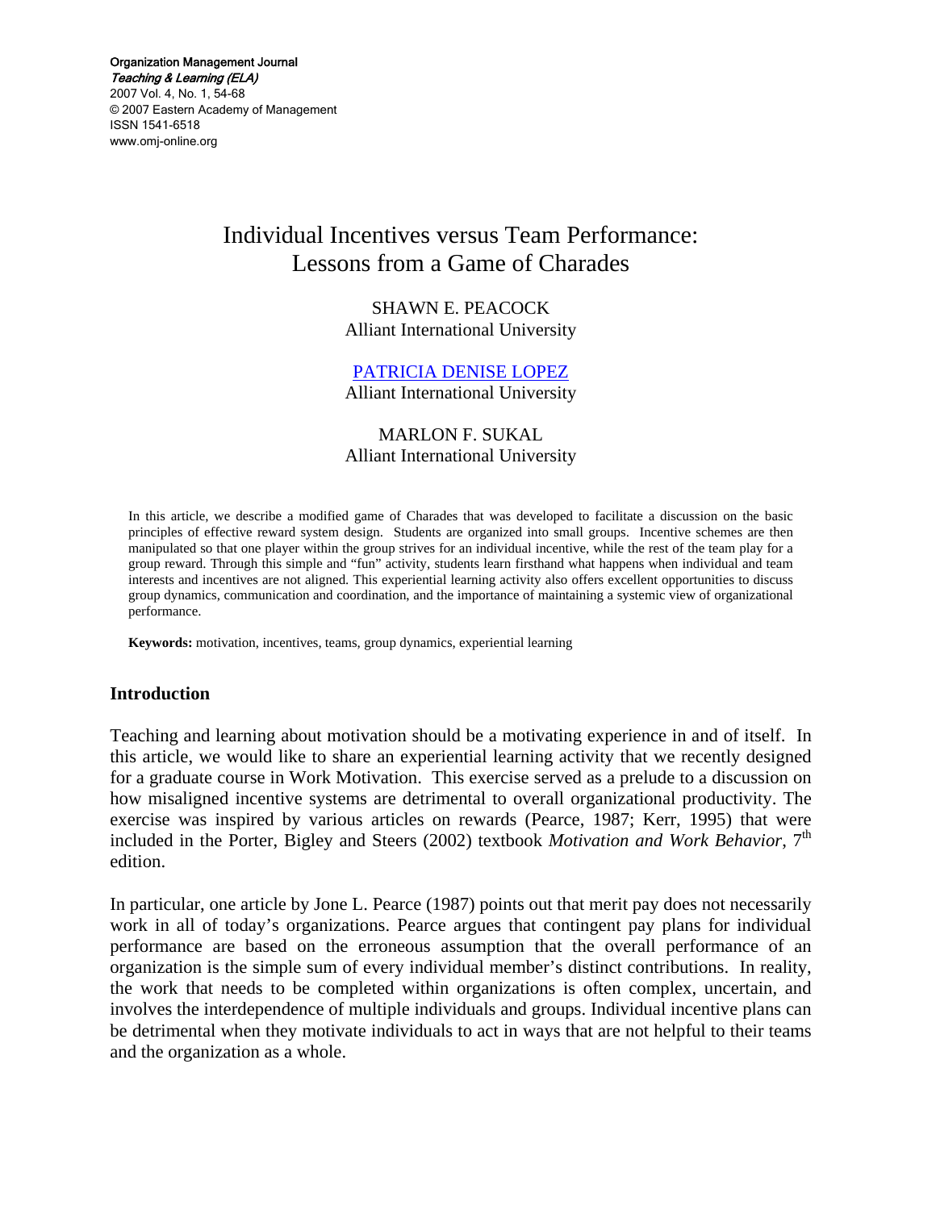# Individual Incentives versus Team Performance: Lessons from a Game of Charades

SHAWN E. PEACOCK
Alliant International University

PATRICIA DENISE LOPEZ
Alliant International University

MARLON F. SUKAL
Alliant International University

In this article, we describe a modified game of Charades that was developed to facilitate a discussion on the basic principles of effective reward system design. Students are organized into small groups. Incentive schemes are then manipulated so that one player within the group strives for an individual incentive, while the rest of the team play for a group reward. Through this simple and "fun" activity, students learn firsthand what happens when individual and team interests and incentives are not aligned. This experiential learning activity also offers excellent opportunities to discuss group dynamics, communication and coordination, and the importance of maintaining a systemic view of organizational performance.

**Keywords:** motivation, incentives, teams, group dynamics, experiential learning

## Introduction

Teaching and learning about motivation should be a motivating experience in and of itself. In this article, we would like to share an experiential learning activity that we recently designed for a graduate course in Work Motivation. This exercise served as a prelude to a discussion on how misaligned incentive systems are detrimental to overall organizational productivity. The exercise was inspired by various articles on rewards (Pearce, 1987; Kerr, 1995) that were included in the Porter, Bigley and Steers (2002) textbook *Motivation and Work Behavior*, 7th edition.

In particular, one article by Jone L. Pearce (1987) points out that merit pay does not necessarily work in all of today's organizations. Pearce argues that contingent pay plans for individual performance are based on the erroneous assumption that the overall performance of an organization is the simple sum of every individual member's distinct contributions. In reality, the work that needs to be completed within organizations is often complex, uncertain, and involves the interdependence of multiple individuals and groups. Individual incentive plans can be detrimental when they motivate individuals to act in ways that are not helpful to their teams and the organization as a whole.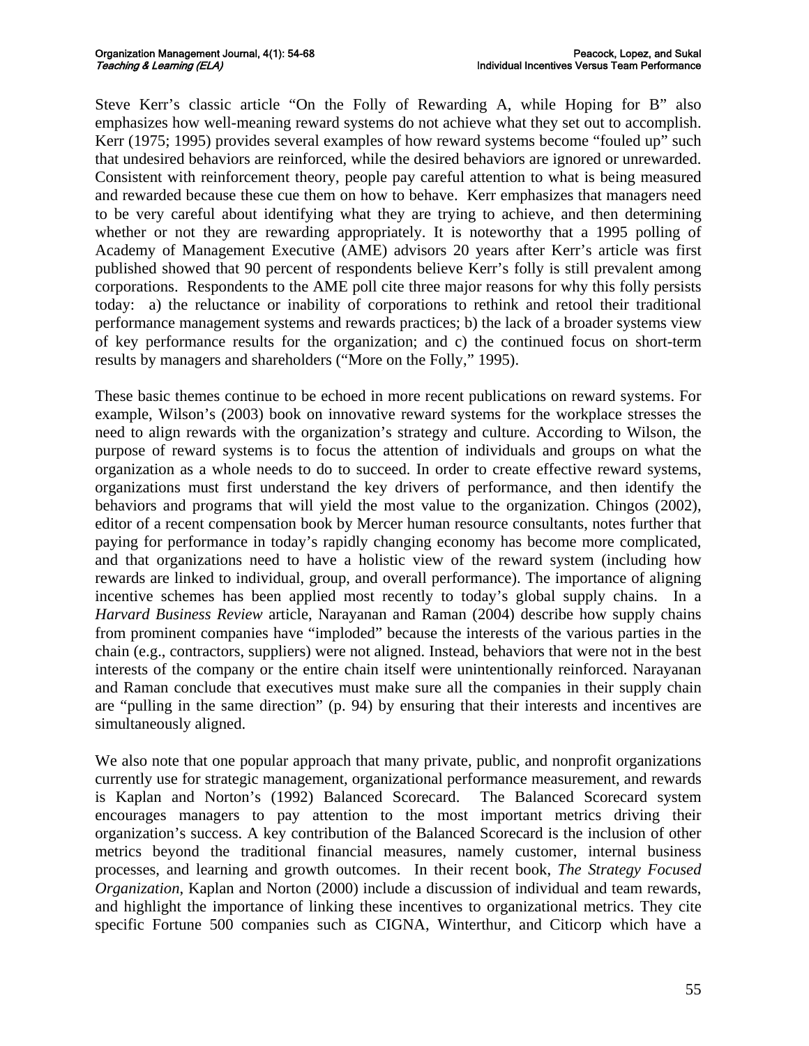Steve Kerr's classic article "On the Folly of Rewarding A, while Hoping for B" also emphasizes how well-meaning reward systems do not achieve what they set out to accomplish. Kerr (1975; 1995) provides several examples of how reward systems become "fouled up" such that undesired behaviors are reinforced, while the desired behaviors are ignored or unrewarded. Consistent with reinforcement theory, people pay careful attention to what is being measured and rewarded because these cue them on how to behave. Kerr emphasizes that managers need to be very careful about identifying what they are trying to achieve, and then determining whether or not they are rewarding appropriately. It is noteworthy that a 1995 polling of Academy of Management Executive (AME) advisors 20 years after Kerr's article was first published showed that 90 percent of respondents believe Kerr's folly is still prevalent among corporations. Respondents to the AME poll cite three major reasons for why this folly persists today: a) the reluctance or inability of corporations to rethink and retool their traditional performance management systems and rewards practices; b) the lack of a broader systems view of key performance results for the organization; and c) the continued focus on short-term results by managers and shareholders ("More on the Folly," 1995).

These basic themes continue to be echoed in more recent publications on reward systems. For example, Wilson's (2003) book on innovative reward systems for the workplace stresses the need to align rewards with the organization's strategy and culture. According to Wilson, the purpose of reward systems is to focus the attention of individuals and groups on what the organization as a whole needs to do to succeed. In order to create effective reward systems, organizations must first understand the key drivers of performance, and then identify the behaviors and programs that will yield the most value to the organization. Chingos (2002), editor of a recent compensation book by Mercer human resource consultants, notes further that paying for performance in today's rapidly changing economy has become more complicated, and that organizations need to have a holistic view of the reward system (including how rewards are linked to individual, group, and overall performance). The importance of aligning incentive schemes has been applied most recently to today's global supply chains. In a *Harvard Business Review* article, Narayanan and Raman (2004) describe how supply chains from prominent companies have "imploded" because the interests of the various parties in the chain (e.g., contractors, suppliers) were not aligned. Instead, behaviors that were not in the best interests of the company or the entire chain itself were unintentionally reinforced. Narayanan and Raman conclude that executives must make sure all the companies in their supply chain are "pulling in the same direction" (p. 94) by ensuring that their interests and incentives are simultaneously aligned.

We also note that one popular approach that many private, public, and nonprofit organizations currently use for strategic management, organizational performance measurement, and rewards is Kaplan and Norton's (1992) Balanced Scorecard. The Balanced Scorecard system encourages managers to pay attention to the most important metrics driving their organization's success. A key contribution of the Balanced Scorecard is the inclusion of other metrics beyond the traditional financial measures, namely customer, internal business processes, and learning and growth outcomes. In their recent book, *The Strategy Focused Organization*, Kaplan and Norton (2000) include a discussion of individual and team rewards, and highlight the importance of linking these incentives to organizational metrics. They cite specific Fortune 500 companies such as CIGNA, Winterthur, and Citicorp which have a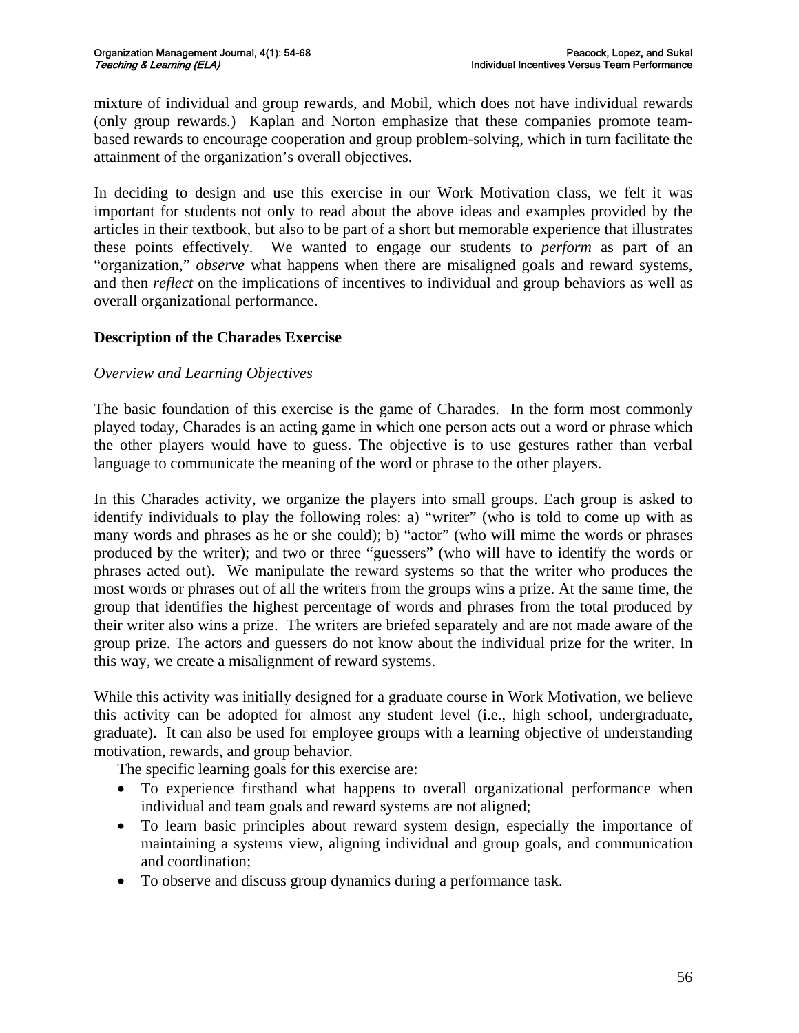mixture of individual and group rewards, and Mobil, which does not have individual rewards (only group rewards.) Kaplan and Norton emphasize that these companies promote team-based rewards to encourage cooperation and group problem-solving, which in turn facilitate the attainment of the organization's overall objectives.

In deciding to design and use this exercise in our Work Motivation class, we felt it was important for students not only to read about the above ideas and examples provided by the articles in their textbook, but also to be part of a short but memorable experience that illustrates these points effectively. We wanted to engage our students to *perform* as part of an "organization," *observe* what happens when there are misaligned goals and reward systems, and then *reflect* on the implications of incentives to individual and group behaviors as well as overall organizational performance.

## Description of the Charades Exercise

### *Overview and Learning Objectives*

The basic foundation of this exercise is the game of Charades. In the form most commonly played today, Charades is an acting game in which one person acts out a word or phrase which the other players would have to guess. The objective is to use gestures rather than verbal language to communicate the meaning of the word or phrase to the other players.

In this Charades activity, we organize the players into small groups. Each group is asked to identify individuals to play the following roles: a) "writer" (who is told to come up with as many words and phrases as he or she could); b) "actor" (who will mime the words or phrases produced by the writer); and two or three "guessers" (who will have to identify the words or phrases acted out). We manipulate the reward systems so that the writer who produces the most words or phrases out of all the writers from the groups wins a prize. At the same time, the group that identifies the highest percentage of words and phrases from the total produced by their writer also wins a prize. The writers are briefed separately and are not made aware of the group prize. The actors and guessers do not know about the individual prize for the writer. In this way, we create a misalignment of reward systems.

While this activity was initially designed for a graduate course in Work Motivation, we believe this activity can be adopted for almost any student level (i.e., high school, undergraduate, graduate). It can also be used for employee groups with a learning objective of understanding motivation, rewards, and group behavior.

The specific learning goals for this exercise are:

- To experience firsthand what happens to overall organizational performance when individual and team goals and reward systems are not aligned;
- To learn basic principles about reward system design, especially the importance of maintaining a systems view, aligning individual and group goals, and communication and coordination;
- To observe and discuss group dynamics during a performance task.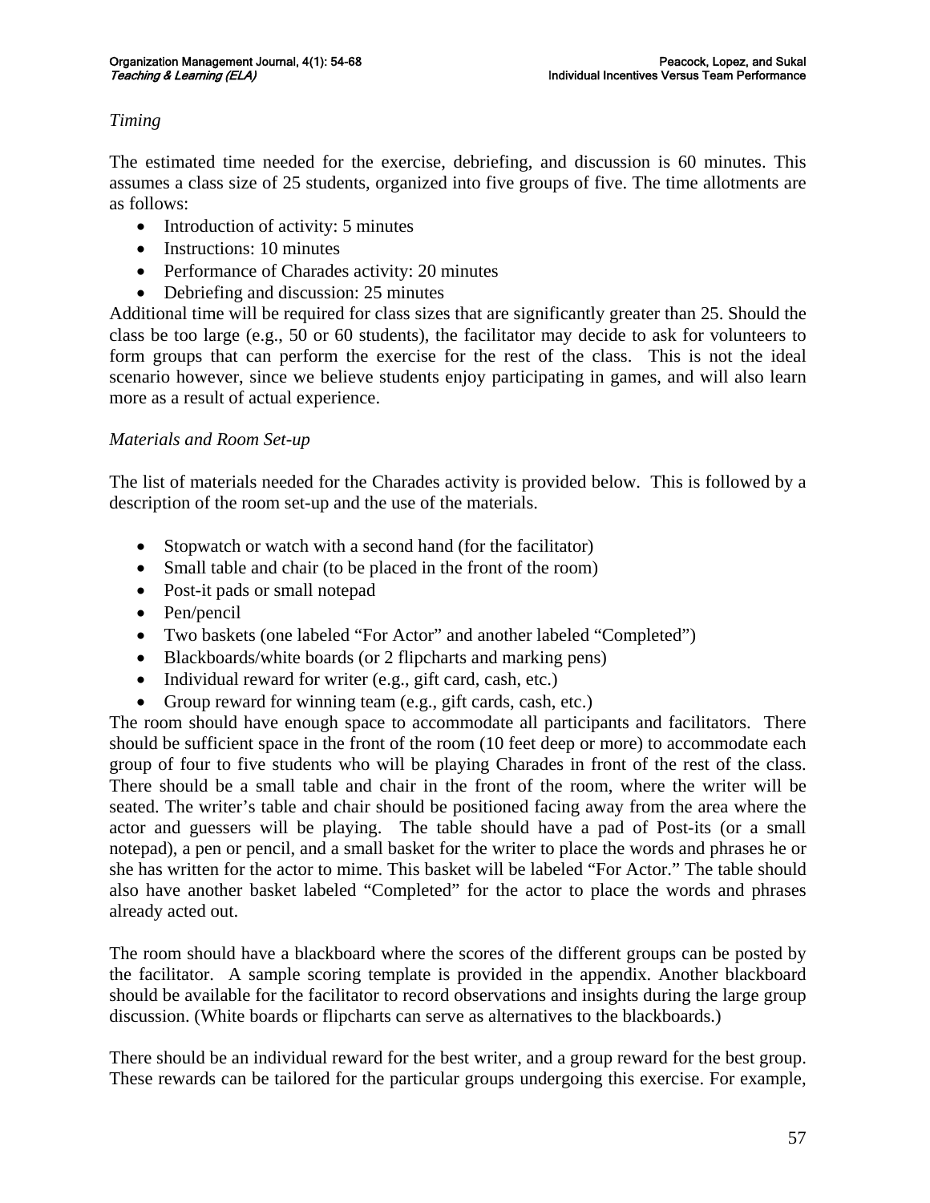*Timing*

The estimated time needed for the exercise, debriefing, and discussion is 60 minutes. This assumes a class size of 25 students, organized into five groups of five. The time allotments are as follows:

- Introduction of activity: 5 minutes
- Instructions: 10 minutes
- Performance of Charades activity: 20 minutes
- Debriefing and discussion: 25 minutes

Additional time will be required for class sizes that are significantly greater than 25. Should the class be too large (e.g., 50 or 60 students), the facilitator may decide to ask for volunteers to form groups that can perform the exercise for the rest of the class. This is not the ideal scenario however, since we believe students enjoy participating in games, and will also learn more as a result of actual experience.

*Materials and Room Set-up*

The list of materials needed for the Charades activity is provided below. This is followed by a description of the room set-up and the use of the materials.

- Stopwatch or watch with a second hand (for the facilitator)
- Small table and chair (to be placed in the front of the room)
- Post-it pads or small notepad
- Pen/pencil
- Two baskets (one labeled "For Actor" and another labeled "Completed")
- Blackboards/white boards (or 2 flipcharts and marking pens)
- Individual reward for writer (e.g., gift card, cash, etc.)
- Group reward for winning team (e.g., gift cards, cash, etc.)

The room should have enough space to accommodate all participants and facilitators. There should be sufficient space in the front of the room (10 feet deep or more) to accommodate each group of four to five students who will be playing Charades in front of the rest of the class. There should be a small table and chair in the front of the room, where the writer will be seated. The writer's table and chair should be positioned facing away from the area where the actor and guessers will be playing. The table should have a pad of Post-its (or a small notepad), a pen or pencil, and a small basket for the writer to place the words and phrases he or she has written for the actor to mime. This basket will be labeled "For Actor." The table should also have another basket labeled "Completed" for the actor to place the words and phrases already acted out.

The room should have a blackboard where the scores of the different groups can be posted by the facilitator. A sample scoring template is provided in the appendix. Another blackboard should be available for the facilitator to record observations and insights during the large group discussion. (White boards or flipcharts can serve as alternatives to the blackboards.)

There should be an individual reward for the best writer, and a group reward for the best group. These rewards can be tailored for the particular groups undergoing this exercise. For example,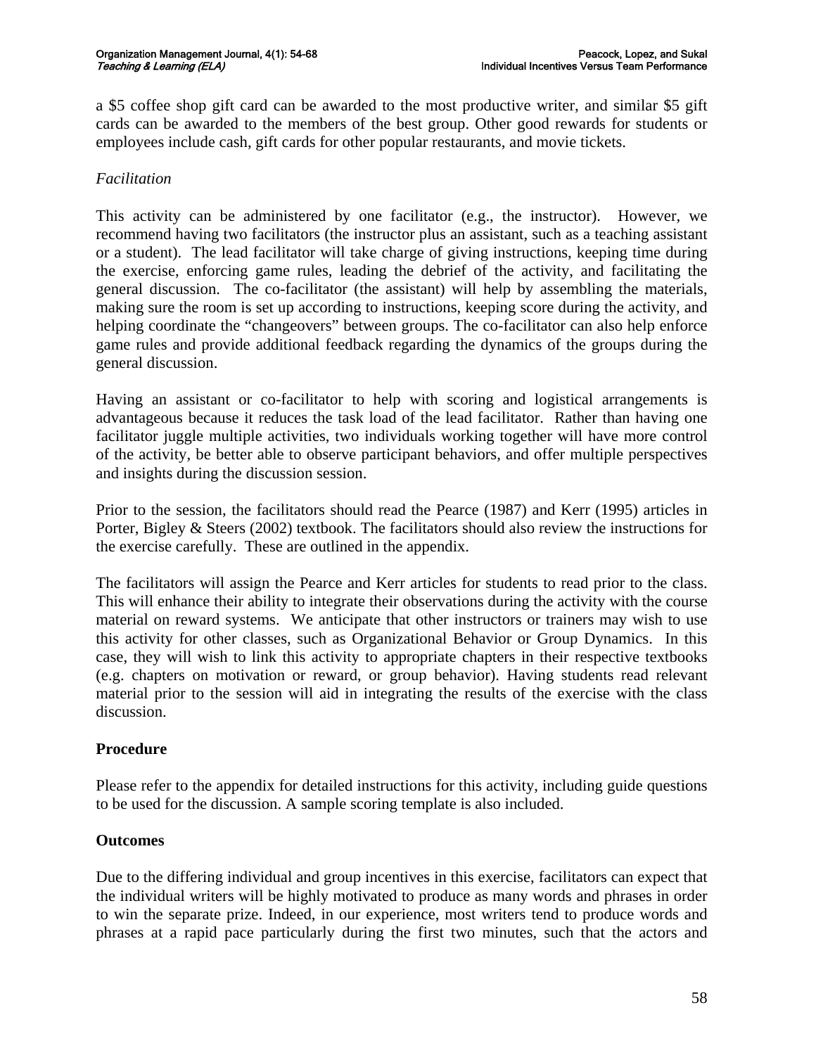a $5 coffee shop gift card can be awarded to the most productive writer, and similar $5 gift cards can be awarded to the members of the best group. Other good rewards for students or employees include cash, gift cards for other popular restaurants, and movie tickets.

*Facilitation*

This activity can be administered by one facilitator (e.g., the instructor). However, we recommend having two facilitators (the instructor plus an assistant, such as a teaching assistant or a student). The lead facilitator will take charge of giving instructions, keeping time during the exercise, enforcing game rules, leading the debrief of the activity, and facilitating the general discussion. The co-facilitator (the assistant) will help by assembling the materials, making sure the room is set up according to instructions, keeping score during the activity, and helping coordinate the "changeovers" between groups. The co-facilitator can also help enforce game rules and provide additional feedback regarding the dynamics of the groups during the general discussion.

Having an assistant or co-facilitator to help with scoring and logistical arrangements is advantageous because it reduces the task load of the lead facilitator. Rather than having one facilitator juggle multiple activities, two individuals working together will have more control of the activity, be better able to observe participant behaviors, and offer multiple perspectives and insights during the discussion session.

Prior to the session, the facilitators should read the Pearce (1987) and Kerr (1995) articles in Porter, Bigley & Steers (2002) textbook. The facilitators should also review the instructions for the exercise carefully. These are outlined in the appendix.

The facilitators will assign the Pearce and Kerr articles for students to read prior to the class. This will enhance their ability to integrate their observations during the activity with the course material on reward systems. We anticipate that other instructors or trainers may wish to use this activity for other classes, such as Organizational Behavior or Group Dynamics. In this case, they will wish to link this activity to appropriate chapters in their respective textbooks (e.g. chapters on motivation or reward, or group behavior). Having students read relevant material prior to the session will aid in integrating the results of the exercise with the class discussion.

**Procedure**

Please refer to the appendix for detailed instructions for this activity, including guide questions to be used for the discussion. A sample scoring template is also included.

**Outcomes**

Due to the differing individual and group incentives in this exercise, facilitators can expect that the individual writers will be highly motivated to produce as many words and phrases in order to win the separate prize. Indeed, in our experience, most writers tend to produce words and phrases at a rapid pace particularly during the first two minutes, such that the actors and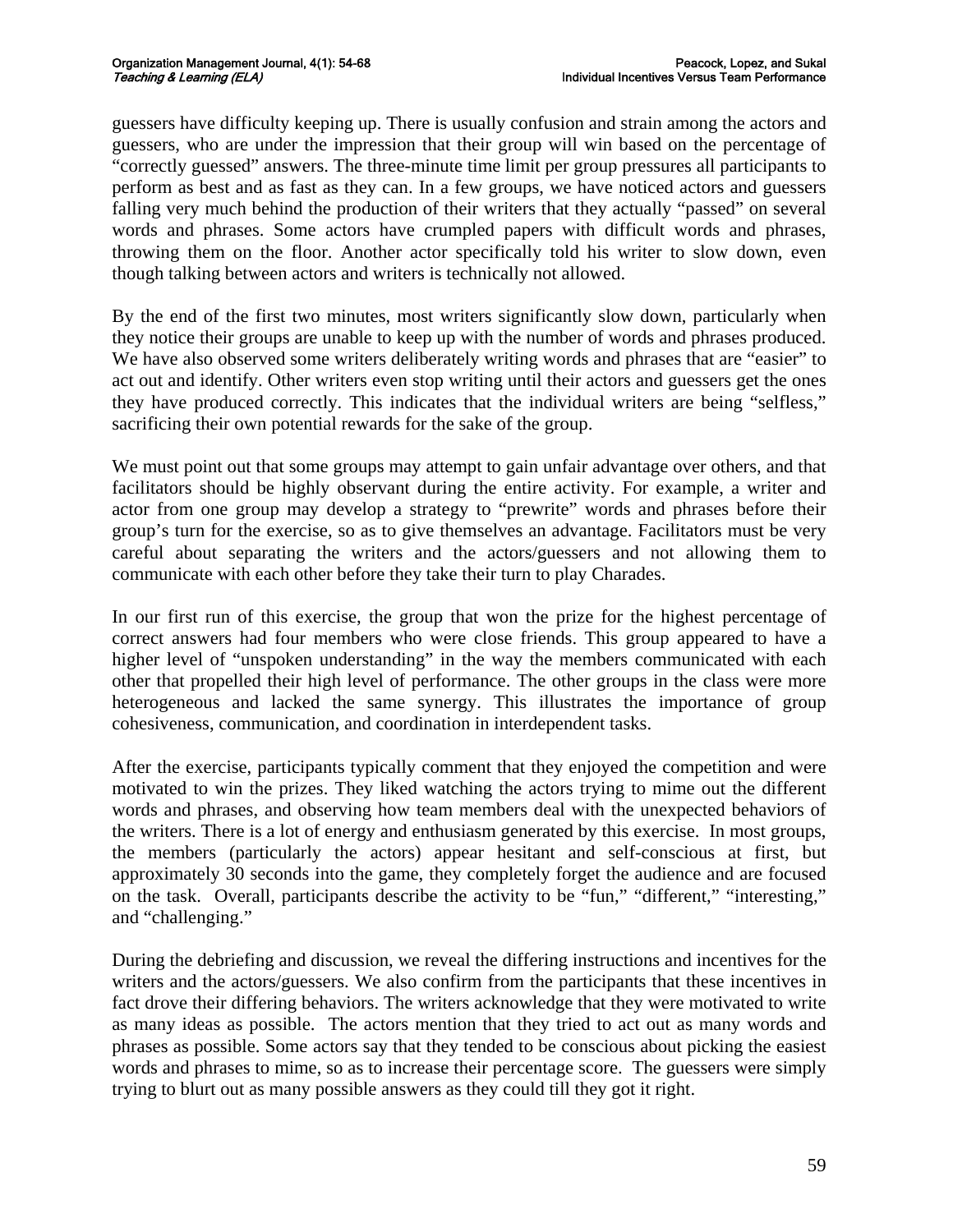guessers have difficulty keeping up. There is usually confusion and strain among the actors and guessers, who are under the impression that their group will win based on the percentage of "correctly guessed" answers. The three-minute time limit per group pressures all participants to perform as best and as fast as they can. In a few groups, we have noticed actors and guessers falling very much behind the production of their writers that they actually "passed" on several words and phrases. Some actors have crumpled papers with difficult words and phrases, throwing them on the floor. Another actor specifically told his writer to slow down, even though talking between actors and writers is technically not allowed.

By the end of the first two minutes, most writers significantly slow down, particularly when they notice their groups are unable to keep up with the number of words and phrases produced. We have also observed some writers deliberately writing words and phrases that are "easier" to act out and identify. Other writers even stop writing until their actors and guessers get the ones they have produced correctly. This indicates that the individual writers are being "selfless," sacrificing their own potential rewards for the sake of the group.

We must point out that some groups may attempt to gain unfair advantage over others, and that facilitators should be highly observant during the entire activity. For example, a writer and actor from one group may develop a strategy to "prewrite" words and phrases before their group's turn for the exercise, so as to give themselves an advantage. Facilitators must be very careful about separating the writers and the actors/guessers and not allowing them to communicate with each other before they take their turn to play Charades.

In our first run of this exercise, the group that won the prize for the highest percentage of correct answers had four members who were close friends. This group appeared to have a higher level of "unspoken understanding" in the way the members communicated with each other that propelled their high level of performance. The other groups in the class were more heterogeneous and lacked the same synergy. This illustrates the importance of group cohesiveness, communication, and coordination in interdependent tasks.

After the exercise, participants typically comment that they enjoyed the competition and were motivated to win the prizes. They liked watching the actors trying to mime out the different words and phrases, and observing how team members deal with the unexpected behaviors of the writers. There is a lot of energy and enthusiasm generated by this exercise. In most groups, the members (particularly the actors) appear hesitant and self-conscious at first, but approximately 30 seconds into the game, they completely forget the audience and are focused on the task. Overall, participants describe the activity to be "fun," "different," "interesting," and "challenging."

During the debriefing and discussion, we reveal the differing instructions and incentives for the writers and the actors/guessers. We also confirm from the participants that these incentives in fact drove their differing behaviors. The writers acknowledge that they were motivated to write as many ideas as possible. The actors mention that they tried to act out as many words and phrases as possible. Some actors say that they tended to be conscious about picking the easiest words and phrases to mime, so as to increase their percentage score. The guessers were simply trying to blurt out as many possible answers as they could till they got it right.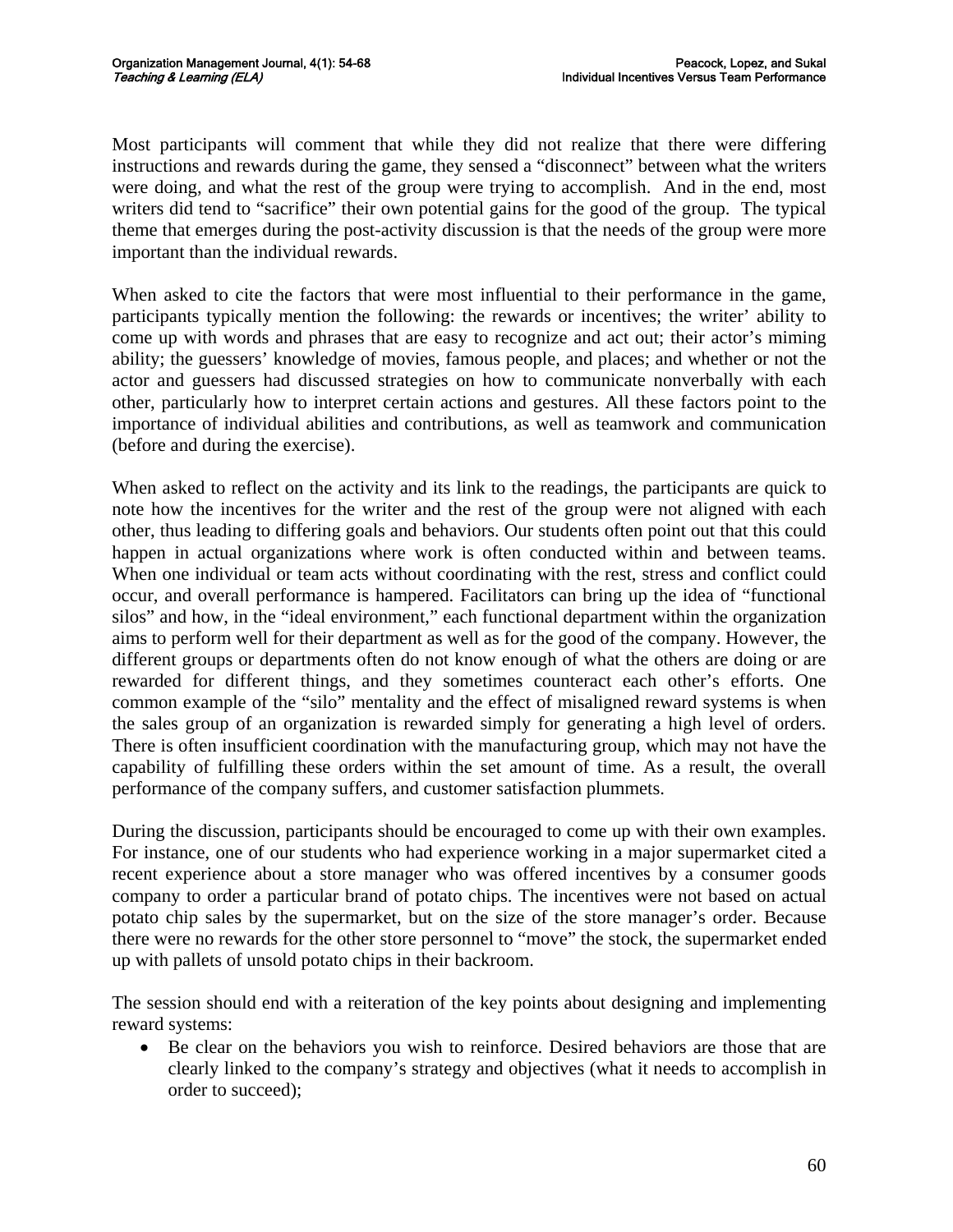Most participants will comment that while they did not realize that there were differing instructions and rewards during the game, they sensed a "disconnect" between what the writers were doing, and what the rest of the group were trying to accomplish. And in the end, most writers did tend to "sacrifice" their own potential gains for the good of the group. The typical theme that emerges during the post-activity discussion is that the needs of the group were more important than the individual rewards.

When asked to cite the factors that were most influential to their performance in the game, participants typically mention the following: the rewards or incentives; the writer' ability to come up with words and phrases that are easy to recognize and act out; their actor's miming ability; the guessers' knowledge of movies, famous people, and places; and whether or not the actor and guessers had discussed strategies on how to communicate nonverbally with each other, particularly how to interpret certain actions and gestures. All these factors point to the importance of individual abilities and contributions, as well as teamwork and communication (before and during the exercise).

When asked to reflect on the activity and its link to the readings, the participants are quick to note how the incentives for the writer and the rest of the group were not aligned with each other, thus leading to differing goals and behaviors. Our students often point out that this could happen in actual organizations where work is often conducted within and between teams. When one individual or team acts without coordinating with the rest, stress and conflict could occur, and overall performance is hampered. Facilitators can bring up the idea of "functional silos" and how, in the "ideal environment," each functional department within the organization aims to perform well for their department as well as for the good of the company. However, the different groups or departments often do not know enough of what the others are doing or are rewarded for different things, and they sometimes counteract each other's efforts. One common example of the "silo" mentality and the effect of misaligned reward systems is when the sales group of an organization is rewarded simply for generating a high level of orders. There is often insufficient coordination with the manufacturing group, which may not have the capability of fulfilling these orders within the set amount of time. As a result, the overall performance of the company suffers, and customer satisfaction plummets.

During the discussion, participants should be encouraged to come up with their own examples. For instance, one of our students who had experience working in a major supermarket cited a recent experience about a store manager who was offered incentives by a consumer goods company to order a particular brand of potato chips. The incentives were not based on actual potato chip sales by the supermarket, but on the size of the store manager's order. Because there were no rewards for the other store personnel to "move" the stock, the supermarket ended up with pallets of unsold potato chips in their backroom.

The session should end with a reiteration of the key points about designing and implementing reward systems:

- Be clear on the behaviors you wish to reinforce. Desired behaviors are those that are clearly linked to the company's strategy and objectives (what it needs to accomplish in order to succeed);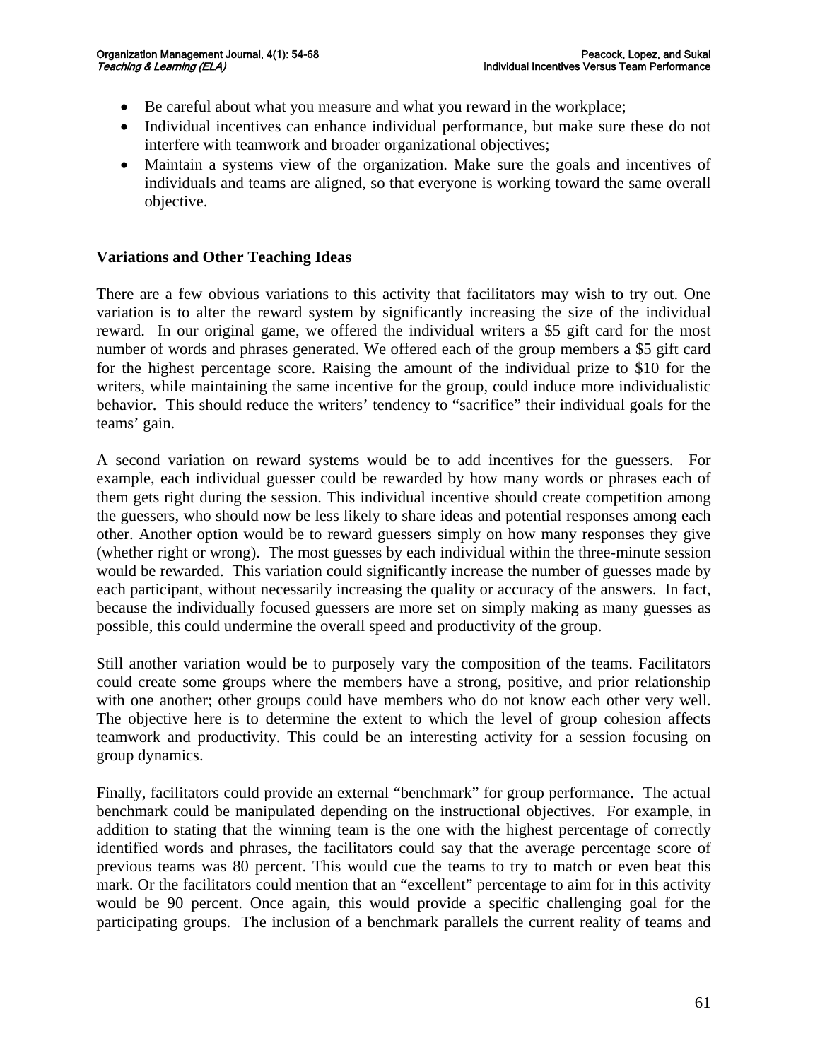- Be careful about what you measure and what you reward in the workplace;
- Individual incentives can enhance individual performance, but make sure these do not interfere with teamwork and broader organizational objectives;
- Maintain a systems view of the organization. Make sure the goals and incentives of individuals and teams are aligned, so that everyone is working toward the same overall objective.

### Variations and Other Teaching Ideas

There are a few obvious variations to this activity that facilitators may wish to try out. One variation is to alter the reward system by significantly increasing the size of the individual reward. In our original game, we offered the individual writers a $5 gift card for the most number of words and phrases generated. We offered each of the group members a $5 gift card for the highest percentage score. Raising the amount of the individual prize to $10 for the writers, while maintaining the same incentive for the group, could induce more individualistic behavior. This should reduce the writers' tendency to "sacrifice" their individual goals for the teams' gain.

A second variation on reward systems would be to add incentives for the guessers. For example, each individual guesser could be rewarded by how many words or phrases each of them gets right during the session. This individual incentive should create competition among the guessers, who should now be less likely to share ideas and potential responses among each other. Another option would be to reward guessers simply on how many responses they give (whether right or wrong). The most guesses by each individual within the three-minute session would be rewarded. This variation could significantly increase the number of guesses made by each participant, without necessarily increasing the quality or accuracy of the answers. In fact, because the individually focused guessers are more set on simply making as many guesses as possible, this could undermine the overall speed and productivity of the group.

Still another variation would be to purposely vary the composition of the teams. Facilitators could create some groups where the members have a strong, positive, and prior relationship with one another; other groups could have members who do not know each other very well. The objective here is to determine the extent to which the level of group cohesion affects teamwork and productivity. This could be an interesting activity for a session focusing on group dynamics.

Finally, facilitators could provide an external "benchmark" for group performance. The actual benchmark could be manipulated depending on the instructional objectives. For example, in addition to stating that the winning team is the one with the highest percentage of correctly identified words and phrases, the facilitators could say that the average percentage score of previous teams was 80 percent. This would cue the teams to try to match or even beat this mark. Or the facilitators could mention that an "excellent" percentage to aim for in this activity would be 90 percent. Once again, this would provide a specific challenging goal for the participating groups. The inclusion of a benchmark parallels the current reality of teams and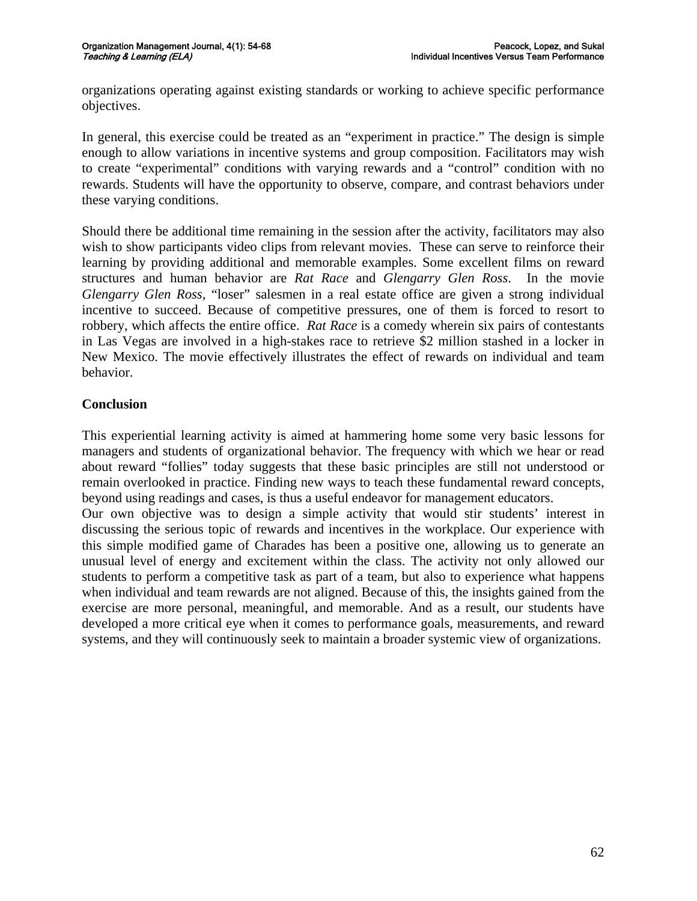organizations operating against existing standards or working to achieve specific performance objectives.

In general, this exercise could be treated as an "experiment in practice." The design is simple enough to allow variations in incentive systems and group composition. Facilitators may wish to create "experimental" conditions with varying rewards and a "control" condition with no rewards. Students will have the opportunity to observe, compare, and contrast behaviors under these varying conditions.

Should there be additional time remaining in the session after the activity, facilitators may also wish to show participants video clips from relevant movies. These can serve to reinforce their learning by providing additional and memorable examples. Some excellent films on reward structures and human behavior are *Rat Race* and *Glengarry Glen Ross*. In the movie *Glengarry Glen Ross*, "loser" salesmen in a real estate office are given a strong individual incentive to succeed. Because of competitive pressures, one of them is forced to resort to robbery, which affects the entire office. *Rat Race* is a comedy wherein six pairs of contestants in Las Vegas are involved in a high-stakes race to retrieve $2 million stashed in a locker in New Mexico. The movie effectively illustrates the effect of rewards on individual and team behavior.

**Conclusion**

This experiential learning activity is aimed at hammering home some very basic lessons for managers and students of organizational behavior. The frequency with which we hear or read about reward "follies" today suggests that these basic principles are still not understood or remain overlooked in practice. Finding new ways to teach these fundamental reward concepts, beyond using readings and cases, is thus a useful endeavor for management educators.

Our own objective was to design a simple activity that would stir students' interest in discussing the serious topic of rewards and incentives in the workplace. Our experience with this simple modified game of Charades has been a positive one, allowing us to generate an unusual level of energy and excitement within the class. The activity not only allowed our students to perform a competitive task as part of a team, but also to experience what happens when individual and team rewards are not aligned. Because of this, the insights gained from the exercise are more personal, meaningful, and memorable. And as a result, our students have developed a more critical eye when it comes to performance goals, measurements, and reward systems, and they will continuously seek to maintain a broader systemic view of organizations.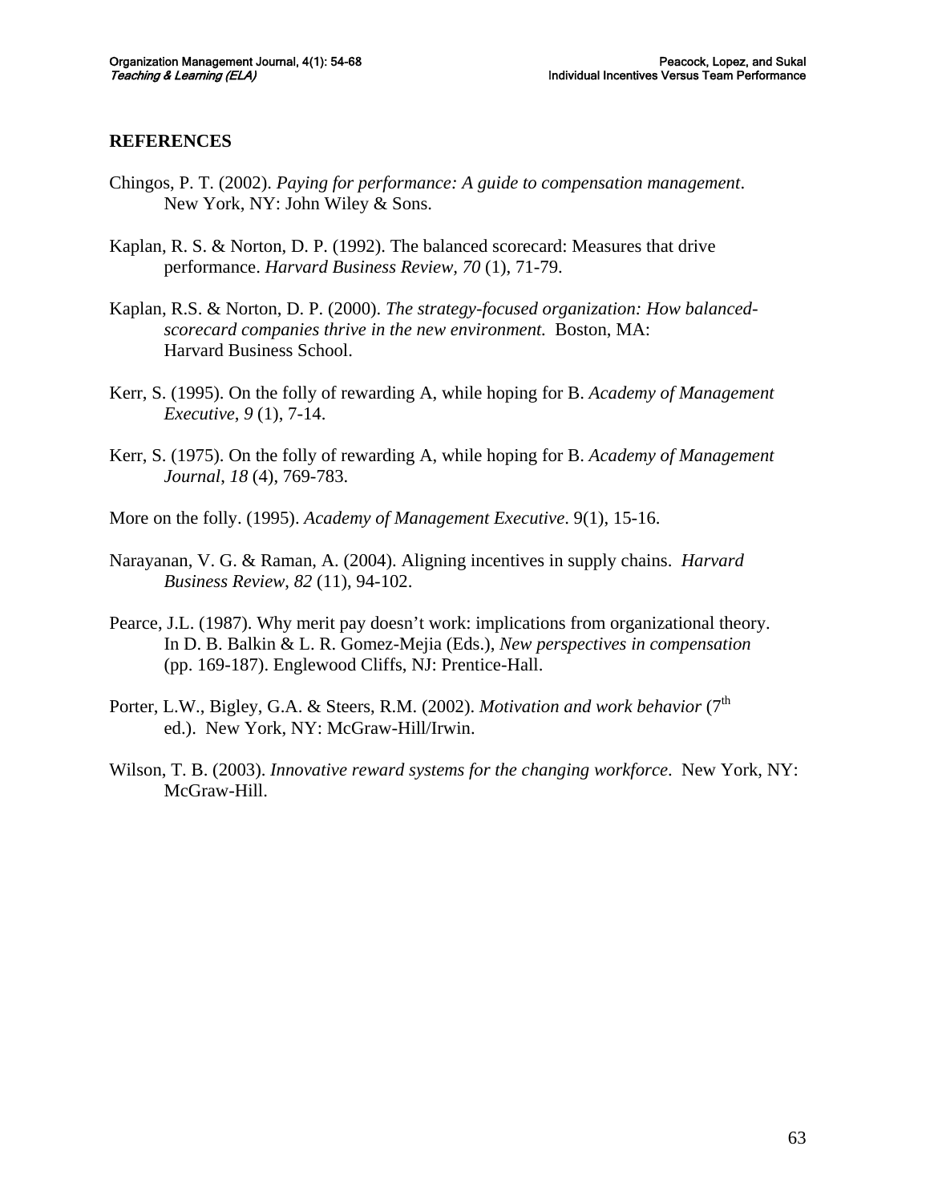## REFERENCES

Chingos, P. T. (2002). *Paying for performance: A guide to compensation management*. New York, NY: John Wiley & Sons.

Kaplan, R. S. & Norton, D. P. (1992). The balanced scorecard: Measures that drive performance. *Harvard Business Review*, *70* (1), 71-79.

Kaplan, R.S. & Norton, D. P. (2000). *The strategy-focused organization: How balanced-scorecard companies thrive in the new environment.* Boston, MA: Harvard Business School.

Kerr, S. (1995). On the folly of rewarding A, while hoping for B. *Academy of Management Executive*, *9* (1), 7-14.

Kerr, S. (1975). On the folly of rewarding A, while hoping for B. *Academy of Management Journal*, *18* (4), 769-783.

More on the folly. (1995). *Academy of Management Executive*. 9(1), 15-16.

Narayanan, V. G. & Raman, A. (2004). Aligning incentives in supply chains. *Harvard Business Review*, *82* (11), 94-102.

Pearce, J.L. (1987). Why merit pay doesn't work: implications from organizational theory. In D. B. Balkin & L. R. Gomez-Mejia (Eds.), *New perspectives in compensation* (pp. 169-187). Englewood Cliffs, NJ: Prentice-Hall.

Porter, L.W., Bigley, G.A. & Steers, R.M. (2002). *Motivation and work behavior* (7th ed.). New York, NY: McGraw-Hill/Irwin.

Wilson, T. B. (2003). *Innovative reward systems for the changing workforce*. New York, NY: McGraw-Hill.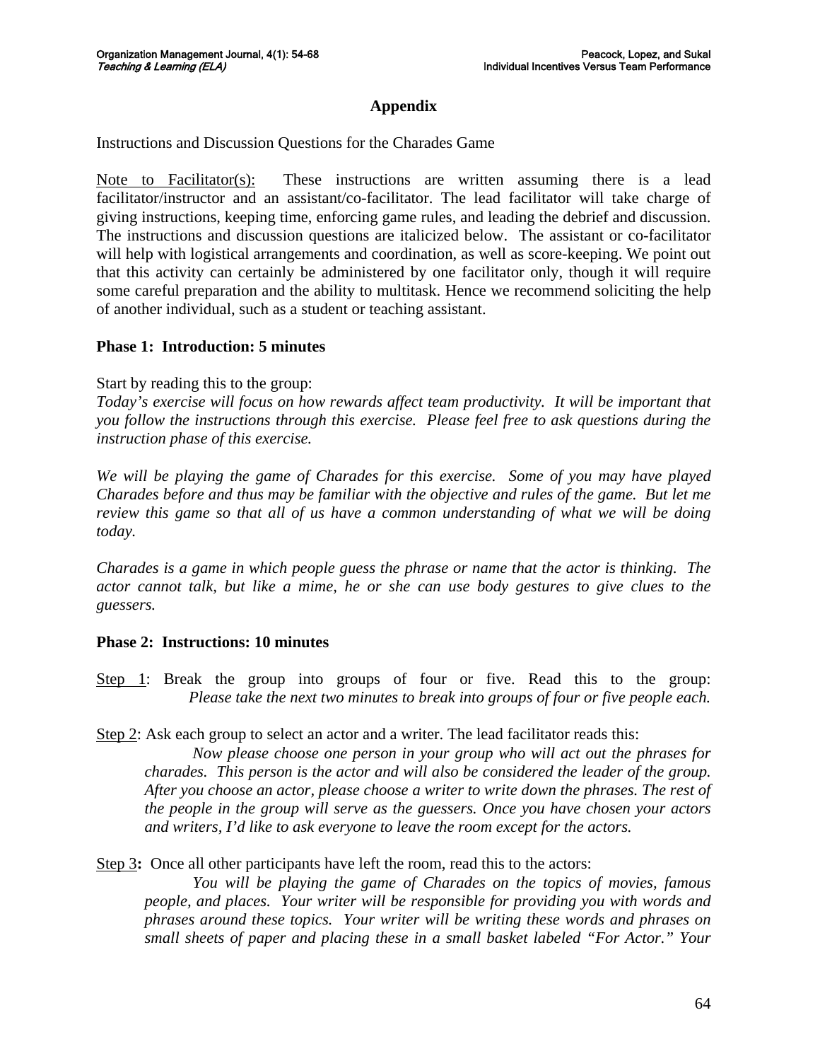## Appendix

Instructions and Discussion Questions for the Charades Game

Note to Facilitator(s): These instructions are written assuming there is a lead facilitator/instructor and an assistant/co-facilitator. The lead facilitator will take charge of giving instructions, keeping time, enforcing game rules, and leading the debrief and discussion. The instructions and discussion questions are italicized below. The assistant or co-facilitator will help with logistical arrangements and coordination, as well as score-keeping. We point out that this activity can certainly be administered by one facilitator only, though it will require some careful preparation and the ability to multitask. Hence we recommend soliciting the help of another individual, such as a student or teaching assistant.

### Phase 1: Introduction: 5 minutes

Start by reading this to the group:
*Today's exercise will focus on how rewards affect team productivity. It will be important that you follow the instructions through this exercise. Please feel free to ask questions during the instruction phase of this exercise.*

*We will be playing the game of Charades for this exercise. Some of you may have played Charades before and thus may be familiar with the objective and rules of the game. But let me review this game so that all of us have a common understanding of what we will be doing today.*

*Charades is a game in which people guess the phrase or name that the actor is thinking. The actor cannot talk, but like a mime, he or she can use body gestures to give clues to the guessers.*

### Phase 2: Instructions: 10 minutes

Step 1: Break the group into groups of four or five. Read this to the group: *Please take the next two minutes to break into groups of four or five people each.*

Step 2: Ask each group to select an actor and a writer. The lead facilitator reads this:
*Now please choose one person in your group who will act out the phrases for charades. This person is the actor and will also be considered the leader of the group. After you choose an actor, please choose a writer to write down the phrases. The rest of the people in the group will serve as the guessers. Once you have chosen your actors and writers, I'd like to ask everyone to leave the room except for the actors.*

Step 3**:** Once all other participants have left the room, read this to the actors:
*You will be playing the game of Charades on the topics of movies, famous people, and places. Your writer will be responsible for providing you with words and phrases around these topics. Your writer will be writing these words and phrases on small sheets of paper and placing these in a small basket labeled "For Actor." Your*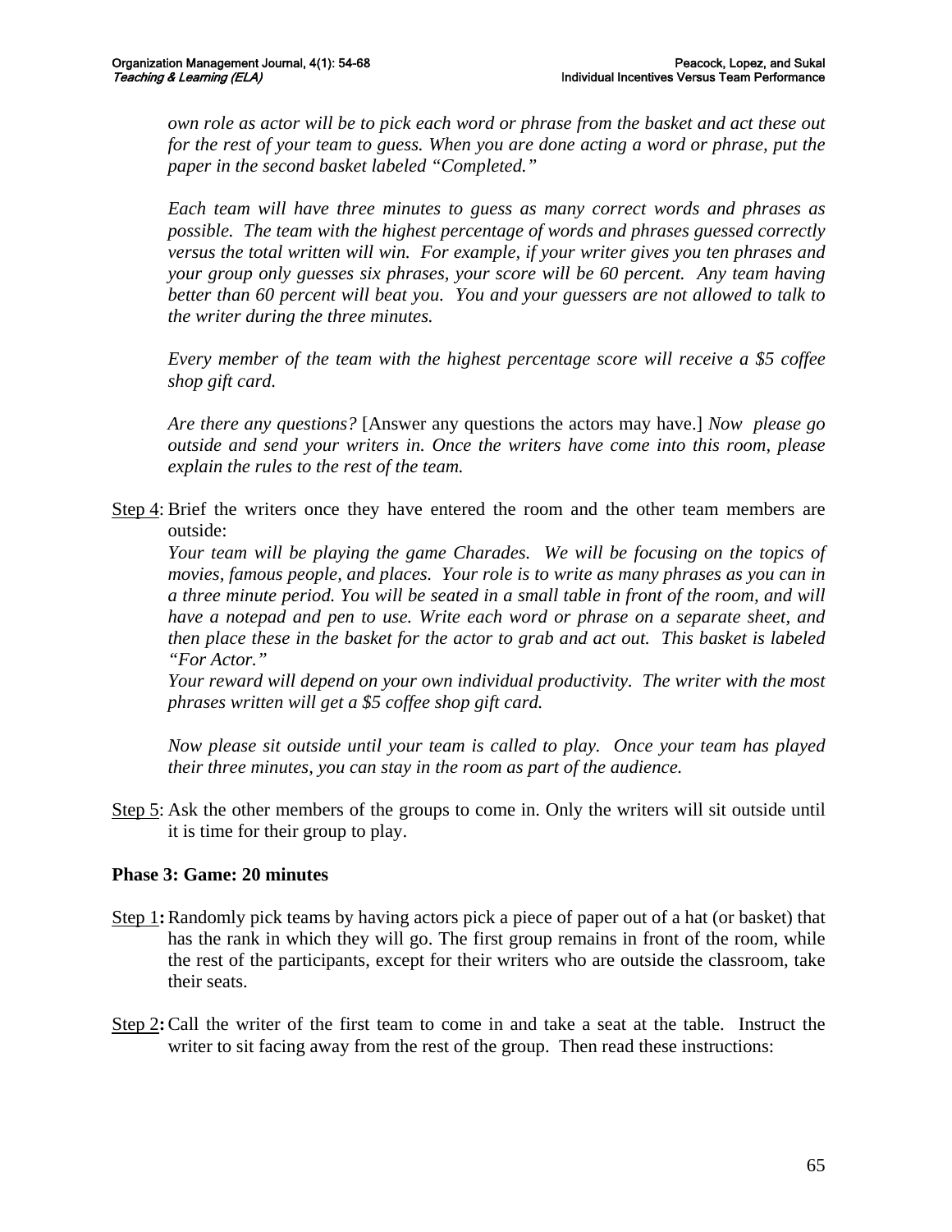*own role as actor will be to pick each word or phrase from the basket and act these out for the rest of your team to guess. When you are done acting a word or phrase, put the paper in the second basket labeled "Completed."*

*Each team will have three minutes to guess as many correct words and phrases as possible. The team with the highest percentage of words and phrases guessed correctly versus the total written will win. For example, if your writer gives you ten phrases and your group only guesses six phrases, your score will be 60 percent. Any team having better than 60 percent will beat you. You and your guessers are not allowed to talk to the writer during the three minutes.*

*Every member of the team with the highest percentage score will receive a $5 coffee shop gift card.*

*Are there any questions?* [Answer any questions the actors may have.] *Now please go outside and send your writers in. Once the writers have come into this room, please explain the rules to the rest of the team.*

Step 4: Brief the writers once they have entered the room and the other team members are outside:

*Your team will be playing the game Charades. We will be focusing on the topics of movies, famous people, and places. Your role is to write as many phrases as you can in a three minute period. You will be seated in a small table in front of the room, and will have a notepad and pen to use. Write each word or phrase on a separate sheet, and then place these in the basket for the actor to grab and act out. This basket is labeled "For Actor."*

*Your reward will depend on your own individual productivity. The writer with the most phrases written will get a $5 coffee shop gift card.*

*Now please sit outside until your team is called to play. Once your team has played their three minutes, you can stay in the room as part of the audience.*

Step 5: Ask the other members of the groups to come in. Only the writers will sit outside until it is time for their group to play.

**Phase 3: Game: 20 minutes**

Step 1**:** Randomly pick teams by having actors pick a piece of paper out of a hat (or basket) that has the rank in which they will go. The first group remains in front of the room, while the rest of the participants, except for their writers who are outside the classroom, take their seats.

Step 2**:** Call the writer of the first team to come in and take a seat at the table. Instruct the writer to sit facing away from the rest of the group. Then read these instructions: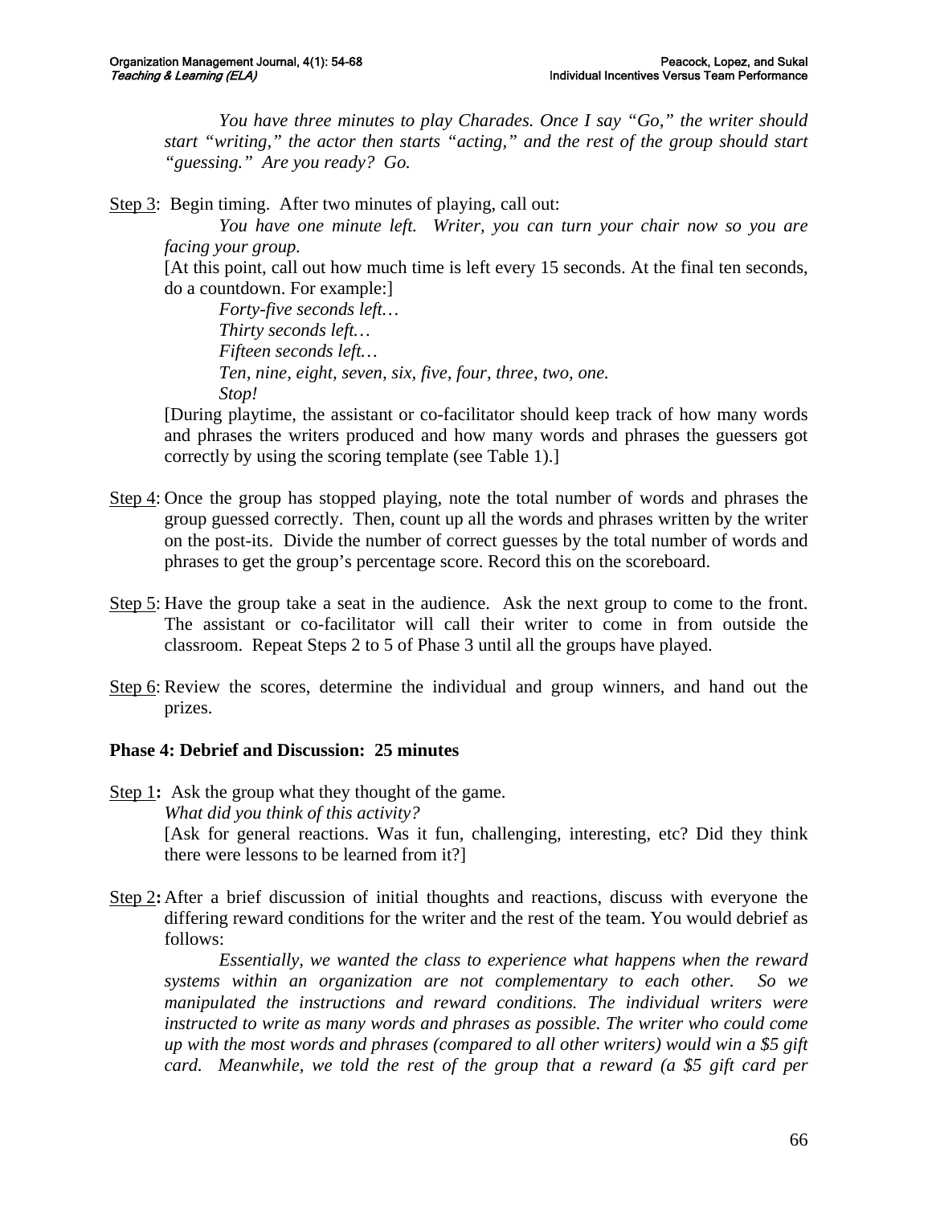*You have three minutes to play Charades. Once I say "Go," the writer should start "writing," the actor then starts "acting," and the rest of the group should start "guessing." Are you ready? Go.*

Step 3: Begin timing. After two minutes of playing, call out:

*You have one minute left. Writer, you can turn your chair now so you are facing your group.*

[At this point, call out how much time is left every 15 seconds. At the final ten seconds, do a countdown. For example:]

*Forty-five seconds left…*
*Thirty seconds left…*
*Fifteen seconds left…*
*Ten, nine, eight, seven, six, five, four, three, two, one.*
*Stop!*

[During playtime, the assistant or co-facilitator should keep track of how many words and phrases the writers produced and how many words and phrases the guessers got correctly by using the scoring template (see Table 1).]

Step 4: Once the group has stopped playing, note the total number of words and phrases the group guessed correctly. Then, count up all the words and phrases written by the writer on the post-its. Divide the number of correct guesses by the total number of words and phrases to get the group's percentage score. Record this on the scoreboard.

Step 5: Have the group take a seat in the audience. Ask the next group to come to the front. The assistant or co-facilitator will call their writer to come in from outside the classroom. Repeat Steps 2 to 5 of Phase 3 until all the groups have played.

Step 6: Review the scores, determine the individual and group winners, and hand out the prizes.

**Phase 4: Debrief and Discussion: 25 minutes**

Step 1**:** Ask the group what they thought of the game.

*What did you think of this activity?*

[Ask for general reactions. Was it fun, challenging, interesting, etc? Did they think there were lessons to be learned from it?]

Step 2**:** After a brief discussion of initial thoughts and reactions, discuss with everyone the differing reward conditions for the writer and the rest of the team. You would debrief as follows:

*Essentially, we wanted the class to experience what happens when the reward systems within an organization are not complementary to each other. So we manipulated the instructions and reward conditions. The individual writers were instructed to write as many words and phrases as possible. The writer who could come up with the most words and phrases (compared to all other writers) would win a $5 gift card. Meanwhile, we told the rest of the group that a reward (a $5 gift card per*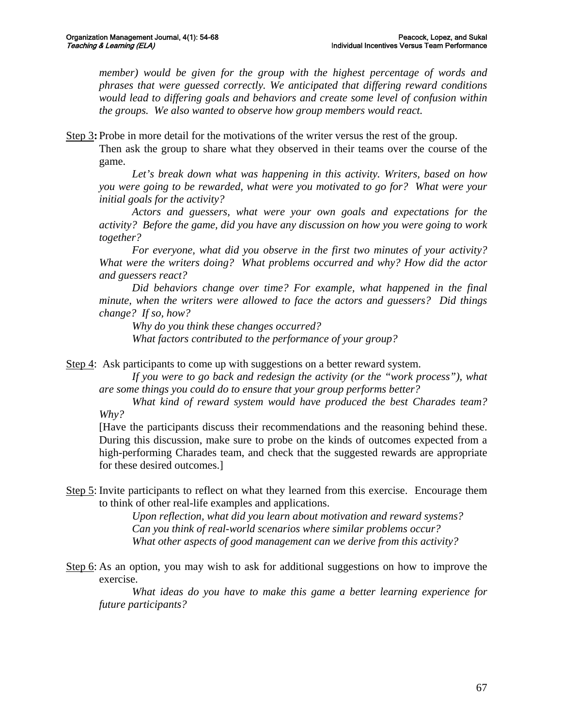*member) would be given for the group with the highest percentage of words and phrases that were guessed correctly. We anticipated that differing reward conditions would lead to differing goals and behaviors and create some level of confusion within the groups. We also wanted to observe how group members would react.*

<u>Step 3</u>**:** Probe in more detail for the motivations of the writer versus the rest of the group. Then ask the group to share what they observed in their teams over the course of the game.

*Let's break down what was happening in this activity. Writers, based on how you were going to be rewarded, what were you motivated to go for? What were your initial goals for the activity?*

*Actors and guessers, what were your own goals and expectations for the activity? Before the game, did you have any discussion on how you were going to work together?*

*For everyone, what did you observe in the first two minutes of your activity? What were the writers doing? What problems occurred and why? How did the actor and guessers react?*

*Did behaviors change over time? For example, what happened in the final minute, when the writers were allowed to face the actors and guessers? Did things change? If so, how?*

*Why do you think these changes occurred?*

*What factors contributed to the performance of your group?*

<u>Step 4</u>: Ask participants to come up with suggestions on a better reward system.

*If you were to go back and redesign the activity (or the "work process"), what are some things you could do to ensure that your group performs better?*

*What kind of reward system would have produced the best Charades team? Why?*

[Have the participants discuss their recommendations and the reasoning behind these. During this discussion, make sure to probe on the kinds of outcomes expected from a high-performing Charades team, and check that the suggested rewards are appropriate for these desired outcomes.]

<u>Step 5</u>: Invite participants to reflect on what they learned from this exercise. Encourage them to think of other real-life examples and applications.

*Upon reflection, what did you learn about motivation and reward systems?*
*Can you think of real-world scenarios where similar problems occur?*
*What other aspects of good management can we derive from this activity?*

<u>Step 6</u>: As an option, you may wish to ask for additional suggestions on how to improve the exercise.

*What ideas do you have to make this game a better learning experience for future participants?*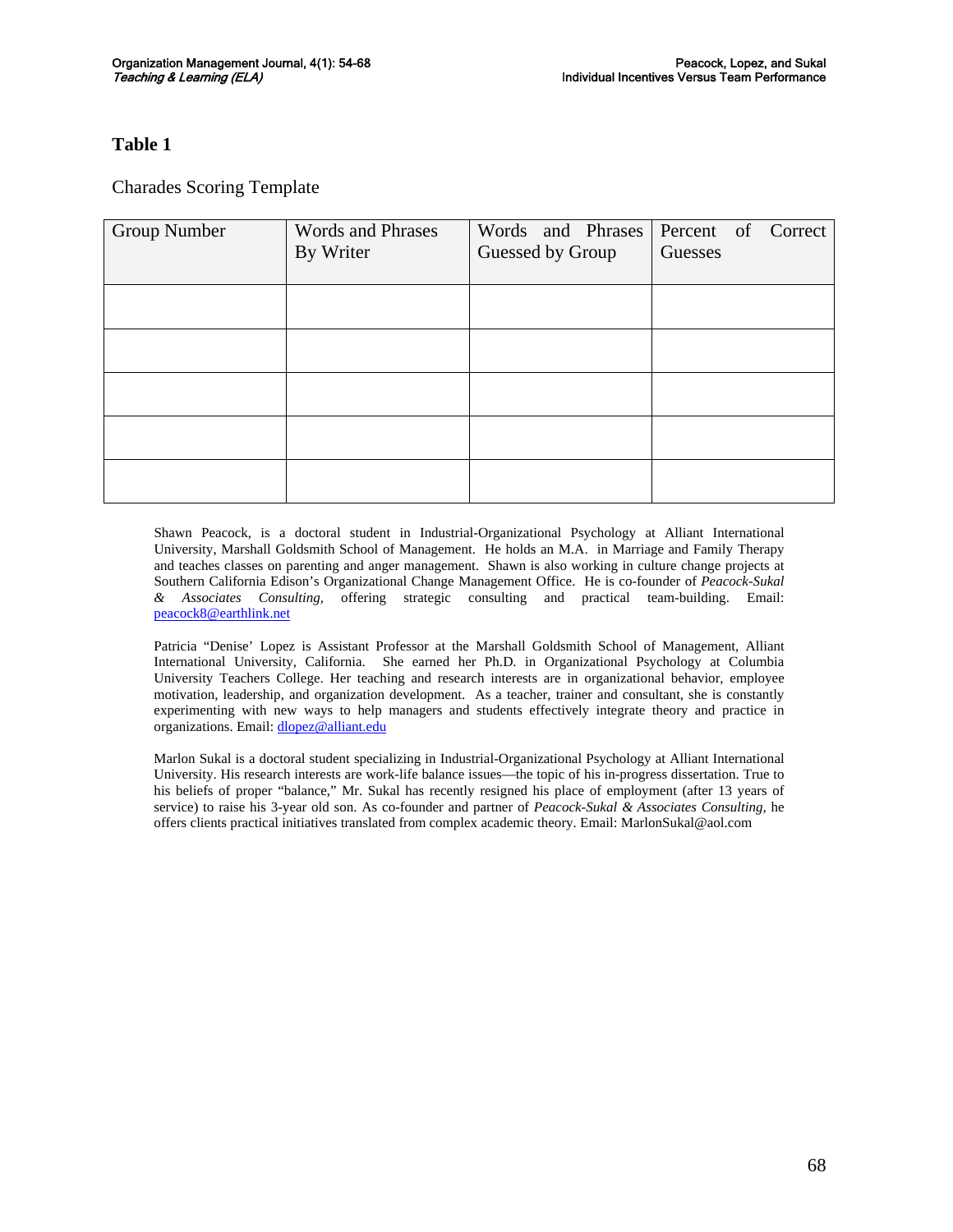**Table 1**

Charades Scoring Template

| Group Number | Words and Phrases By Writer | Words and Phrases Guessed by Group | Percent of Correct Guesses |
|---|---|---|---|
| | | | |
| | | | |
| | | | |
| | | | |
| | | | |

Shawn Peacock, is a doctoral student in Industrial-Organizational Psychology at Alliant International University, Marshall Goldsmith School of Management. He holds an M.A. in Marriage and Family Therapy and teaches classes on parenting and anger management. Shawn is also working in culture change projects at Southern California Edison's Organizational Change Management Office. He is co-founder of *Peacock-Sukal & Associates Consulting*, offering strategic consulting and practical team-building. Email: peacock8@earthlink.net

Patricia "Denise' Lopez is Assistant Professor at the Marshall Goldsmith School of Management, Alliant International University, California. She earned her Ph.D. in Organizational Psychology at Columbia University Teachers College. Her teaching and research interests are in organizational behavior, employee motivation, leadership, and organization development. As a teacher, trainer and consultant, she is constantly experimenting with new ways to help managers and students effectively integrate theory and practice in organizations. Email: dlopez@alliant.edu

Marlon Sukal is a doctoral student specializing in Industrial-Organizational Psychology at Alliant International University. His research interests are work-life balance issues—the topic of his in-progress dissertation. True to his beliefs of proper "balance," Mr. Sukal has recently resigned his place of employment (after 13 years of service) to raise his 3-year old son. As co-founder and partner of *Peacock-Sukal & Associates Consulting*, he offers clients practical initiatives translated from complex academic theory. Email: MarlonSukal@aol.com